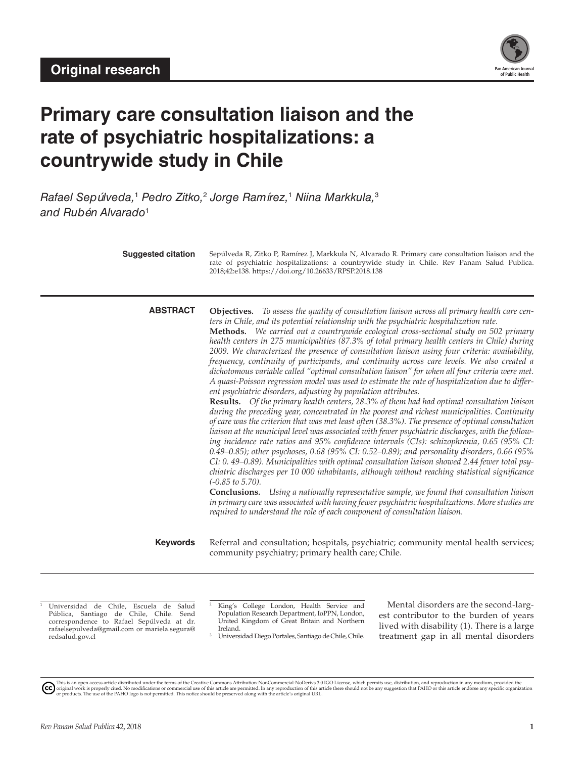Original research

# Primary care consultation liaison and the rate of psychiatric hospitalizations: a countrywide study in Chile

*Rafael Sepúlveda,[1] Pedro Zitko,[2] Jorge Ramírez,[1] Niina Markkula,[3] and Rubén Alvarado[1]*

**Suggested citation** Sepúlveda R, Zitko P, Ramírez J, Markkula N, Alvarado R. Primary care consultation liaison and the rate of psychiatric hospitalizations: a countrywide study in Chile. Rev Panam Salud Publica. 2018;42:e138. https://doi.org/10.26633/RPSP.2018.138

## ABSTRACT

**Objectives.** *To assess the quality of consultation liaison across all primary health care centers in Chile, and its potential relationship with the psychiatric hospitalization rate.*

**Methods.** *We carried out a countrywide ecological cross-sectional study on 502 primary health centers in 275 municipalities (87.3% of total primary health centers in Chile) during 2009. We characterized the presence of consultation liaison using four criteria: availability, frequency, continuity of participants, and continuity across care levels. We also created a dichotomous variable called "optimal consultation liaison" for when all four criteria were met. A quasi-Poisson regression model was used to estimate the rate of hospitalization due to different psychiatric disorders, adjusting by population attributes.*

**Results.** *Of the primary health centers, 28.3% of them had had optimal consultation liaison during the preceding year, concentrated in the poorest and richest municipalities. Continuity of care was the criterion that was met least often (38.3%). The presence of optimal consultation liaison at the municipal level was associated with fewer psychiatric discharges, with the following incidence rate ratios and 95% confidence intervals (CIs): schizophrenia, 0.65 (95% CI: 0.49–0.85); other psychoses, 0.68 (95% CI: 0.52–0.89); and personality disorders, 0.66 (95% CI: 0. 49–0.89). Municipalities with optimal consultation liaison showed 2.44 fewer total psychiatric discharges per 10 000 inhabitants, although without reaching statistical significance (-0.85 to 5.70).*

**Conclusions.** *Using a nationally representative sample, we found that consultation liaison in primary care was associated with having fewer psychiatric hospitalizations. More studies are required to understand the role of each component of consultation liaison.*

**Keywords** Referral and consultation; hospitals, psychiatric; community mental health services; community psychiatry; primary health care; Chile.

[1] Universidad de Chile, Escuela de Salud Pública, Santiago de Chile, Chile. Send correspondence to Rafael Sepúlveda at dr.rafaelsepulveda@gmail.com or mariela.segura@redsalud.gov.cl

[2] King's College London, Health Service and Population Research Department, IoPPN, London, United Kingdom of Great Britain and Northern Ireland.

[3] Universidad Diego Portales, Santiago de Chile, Chile.

Mental disorders are the second-largest contributor to the burden of years lived with disability (1). There is a large treatment gap in all mental disorders

This is an open access article distributed under the terms of the Creative Commons Attribution-NonCommercial-NoDerivs 3.0 IGO License, which permits use, distribution, and reproduction in any medium, provided the original work is properly cited. No modifications or commercial use of this article are permitted. In any reproduction of this article there should not be any suggestion that PAHO or this article endorse any specific organization or products. The use of the PAHO logo is not permitted. This notice should be preserved along with the article's original URL.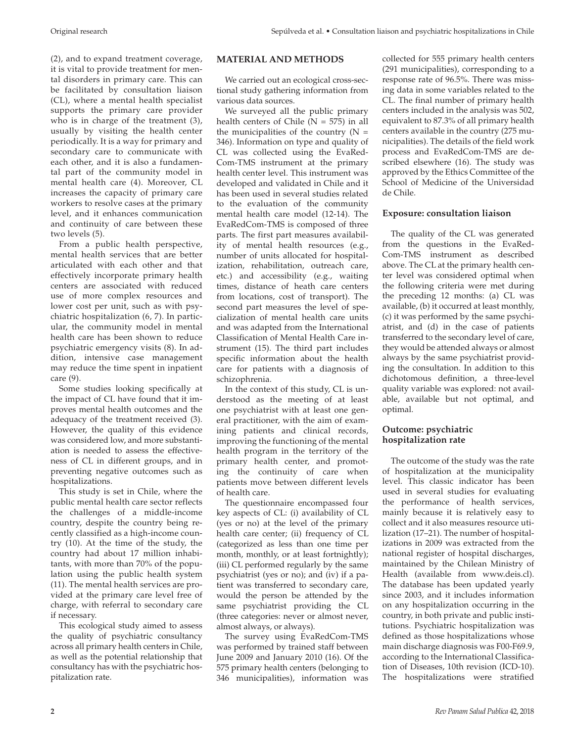(2), and to expand treatment coverage, it is vital to provide treatment for mental disorders in primary care. This can be facilitated by consultation liaison (CL), where a mental health specialist supports the primary care provider who is in charge of the treatment (3), usually by visiting the health center periodically. It is a way for primary and secondary care to communicate with each other, and it is also a fundamental part of the community model in mental health care (4). Moreover, CL increases the capacity of primary care workers to resolve cases at the primary level, and it enhances communication and continuity of care between these two levels (5).

From a public health perspective, mental health services that are better articulated with each other and that effectively incorporate primary health centers are associated with reduced use of more complex resources and lower cost per unit, such as with psychiatric hospitalization (6, 7). In particular, the community model in mental health care has been shown to reduce psychiatric emergency visits (8). In addition, intensive case management may reduce the time spent in inpatient care (9).

Some studies looking specifically at the impact of CL have found that it improves mental health outcomes and the adequacy of the treatment received (3). However, the quality of this evidence was considered low, and more substantiation is needed to assess the effectiveness of CL in different groups, and in preventing negative outcomes such as hospitalizations.

This study is set in Chile, where the public mental health care sector reflects the challenges of a middle-income country, despite the country being recently classified as a high-income country (10). At the time of the study, the country had about 17 million inhabitants, with more than 70% of the population using the public health system (11). The mental health services are provided at the primary care level free of charge, with referral to secondary care if necessary.

This ecological study aimed to assess the quality of psychiatric consultancy across all primary health centers in Chile, as well as the potential relationship that consultancy has with the psychiatric hospitalization rate.

## MATERIAL AND METHODS

We carried out an ecological cross-sectional study gathering information from various data sources.

We surveyed all the public primary health centers of Chile (N = 575) in all the municipalities of the country (N = 346). Information on type and quality of CL was collected using the EvaRedCom-TMS instrument at the primary health center level. This instrument was developed and validated in Chile and it has been used in several studies related to the evaluation of the community mental health care model (12-14). The EvaRedCom-TMS is composed of three parts. The first part measures availability of mental health resources (e.g., number of units allocated for hospitalization, rehabilitation, outreach care, etc.) and accessibility (e.g., waiting times, distance of heath care centers from locations, cost of transport). The second part measures the level of specialization of mental health care units and was adapted from the International Classification of Mental Health Care instrument (15). The third part includes specific information about the health care for patients with a diagnosis of schizophrenia.

In the context of this study, CL is understood as the meeting of at least one psychiatrist with at least one general practitioner, with the aim of examining patients and clinical records, improving the functioning of the mental health program in the territory of the primary health center, and promoting the continuity of care when patients move between different levels of health care.

The questionnaire encompassed four key aspects of CL: (i) availability of CL (yes or no) at the level of the primary health care center; (ii) frequency of CL (categorized as less than one time per month, monthly, or at least fortnightly); (iii) CL performed regularly by the same psychiatrist (yes or no); and (iv) if a patient was transferred to secondary care, would the person be attended by the same psychiatrist providing the CL (three categories: never or almost never, almost always, or always).

The survey using EvaRedCom-TMS was performed by trained staff between June 2009 and January 2010 (16). Of the 575 primary health centers (belonging to 346 municipalities), information was collected for 555 primary health centers (291 municipalities), corresponding to a response rate of 96.5%. There was missing data in some variables related to the CL. The final number of primary health centers included in the analysis was 502, equivalent to 87.3% of all primary health centers available in the country (275 municipalities). The details of the field work process and EvaRedCom-TMS are described elsewhere (16). The study was approved by the Ethics Committee of the School of Medicine of the Universidad de Chile.

### Exposure: consultation liaison

The quality of the CL was generated from the questions in the EvaRedCom-TMS instrument as described above. The CL at the primary health center level was considered optimal when the following criteria were met during the preceding 12 months: (a) CL was available, (b) it occurred at least monthly, (c) it was performed by the same psychiatrist, and (d) in the case of patients transferred to the secondary level of care, they would be attended always or almost always by the same psychiatrist providing the consultation. In addition to this dichotomous definition, a three-level quality variable was explored: not available, available but not optimal, and optimal.

### Outcome: psychiatric hospitalization rate

The outcome of the study was the rate of hospitalization at the municipality level. This classic indicator has been used in several studies for evaluating the performance of health services, mainly because it is relatively easy to collect and it also measures resource utilization (17–21). The number of hospitalizations in 2009 was extracted from the national register of hospital discharges, maintained by the Chilean Ministry of Health (available from www.deis.cl). The database has been updated yearly since 2003, and it includes information on any hospitalization occurring in the country, in both private and public institutions. Psychiatric hospitalization was defined as those hospitalizations whose main discharge diagnosis was F00-F69.9, according to the International Classification of Diseases, 10th revision (ICD-10). The hospitalizations were stratified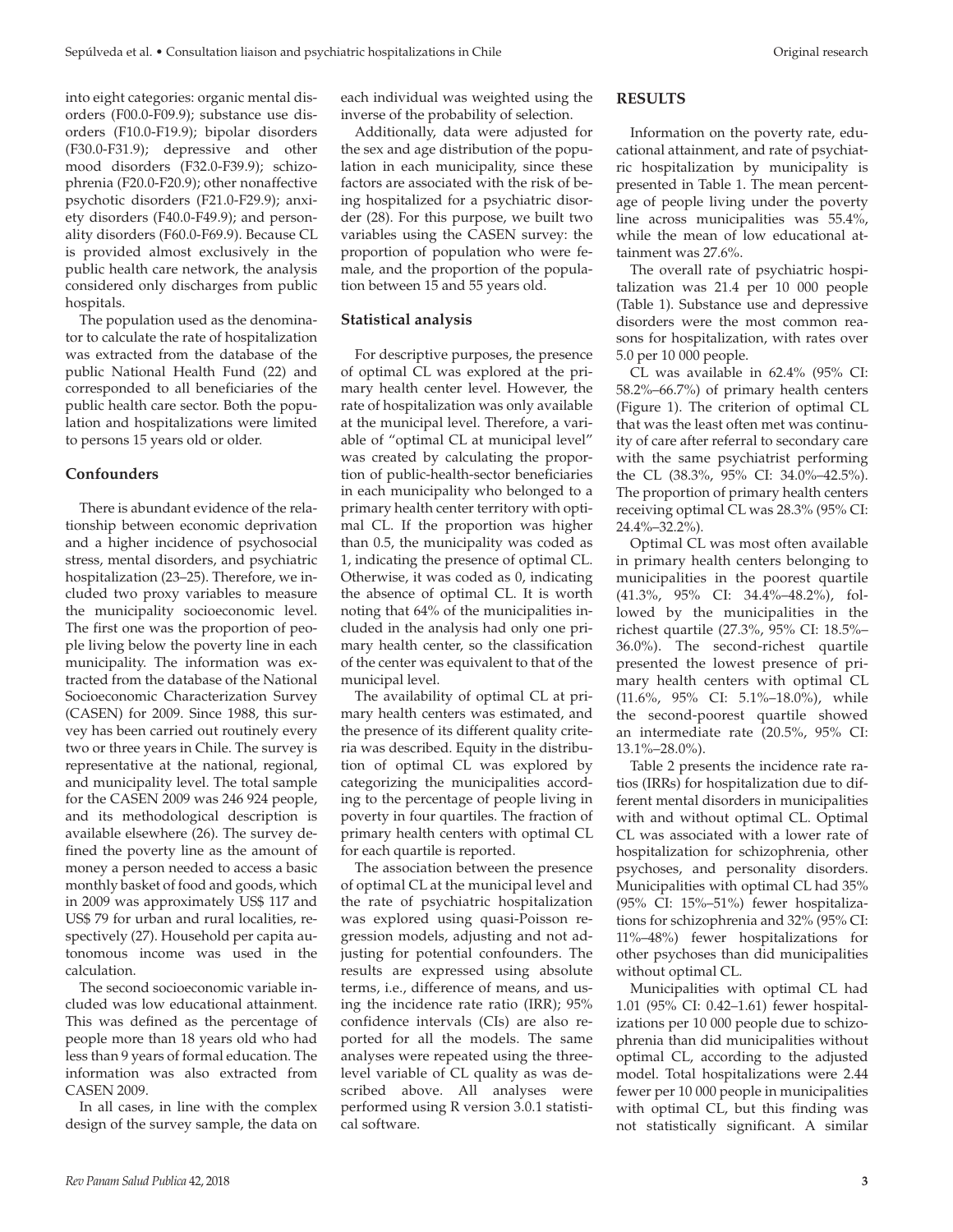into eight categories: organic mental disorders (F00.0-F09.9); substance use disorders (F10.0-F19.9); bipolar disorders (F30.0-F31.9); depressive and other mood disorders (F32.0-F39.9); schizophrenia (F20.0-F20.9); other nonaffective psychotic disorders (F21.0-F29.9); anxiety disorders (F40.0-F49.9); and personality disorders (F60.0-F69.9). Because CL is provided almost exclusively in the public health care network, the analysis considered only discharges from public hospitals.

The population used as the denominator to calculate the rate of hospitalization was extracted from the database of the public National Health Fund (22) and corresponded to all beneficiaries of the public health care sector. Both the population and hospitalizations were limited to persons 15 years old or older.

### Confounders

There is abundant evidence of the relationship between economic deprivation and a higher incidence of psychosocial stress, mental disorders, and psychiatric hospitalization (23–25). Therefore, we included two proxy variables to measure the municipality socioeconomic level. The first one was the proportion of people living below the poverty line in each municipality. The information was extracted from the database of the National Socioeconomic Characterization Survey (CASEN) for 2009. Since 1988, this survey has been carried out routinely every two or three years in Chile. The survey is representative at the national, regional, and municipality level. The total sample for the CASEN 2009 was 246 924 people, and its methodological description is available elsewhere (26). The survey defined the poverty line as the amount of money a person needed to access a basic monthly basket of food and goods, which in 2009 was approximately US$ 117 and US$ 79 for urban and rural localities, respectively (27). Household per capita autonomous income was used in the calculation.

The second socioeconomic variable included was low educational attainment. This was defined as the percentage of people more than 18 years old who had less than 9 years of formal education. The information was also extracted from CASEN 2009.

In all cases, in line with the complex design of the survey sample, the data on each individual was weighted using the inverse of the probability of selection.

Additionally, data were adjusted for the sex and age distribution of the population in each municipality, since these factors are associated with the risk of being hospitalized for a psychiatric disorder (28). For this purpose, we built two variables using the CASEN survey: the proportion of population who were female, and the proportion of the population between 15 and 55 years old.

### Statistical analysis

For descriptive purposes, the presence of optimal CL was explored at the primary health center level. However, the rate of hospitalization was only available at the municipal level. Therefore, a variable of "optimal CL at municipal level" was created by calculating the proportion of public-health-sector beneficiaries in each municipality who belonged to a primary health center territory with optimal CL. If the proportion was higher than 0.5, the municipality was coded as 1, indicating the presence of optimal CL. Otherwise, it was coded as 0, indicating the absence of optimal CL. It is worth noting that 64% of the municipalities included in the analysis had only one primary health center, so the classification of the center was equivalent to that of the municipal level.

The availability of optimal CL at primary health centers was estimated, and the presence of its different quality criteria was described. Equity in the distribution of optimal CL was explored by categorizing the municipalities according to the percentage of people living in poverty in four quartiles. The fraction of primary health centers with optimal CL for each quartile is reported.

The association between the presence of optimal CL at the municipal level and the rate of psychiatric hospitalization was explored using quasi-Poisson regression models, adjusting and not adjusting for potential confounders. The results are expressed using absolute terms, i.e., difference of means, and using the incidence rate ratio (IRR); 95% confidence intervals (CIs) are also reported for all the models. The same analyses were repeated using the three-level variable of CL quality as was described above. All analyses were performed using R version 3.0.1 statistical software.

## RESULTS

Information on the poverty rate, educational attainment, and rate of psychiatric hospitalization by municipality is presented in Table 1. The mean percentage of people living under the poverty line across municipalities was 55.4%, while the mean of low educational attainment was 27.6%.

The overall rate of psychiatric hospitalization was 21.4 per 10 000 people (Table 1). Substance use and depressive disorders were the most common reasons for hospitalization, with rates over 5.0 per 10 000 people.

CL was available in 62.4% (95% CI: 58.2%–66.7%) of primary health centers (Figure 1). The criterion of optimal CL that was the least often met was continuity of care after referral to secondary care with the same psychiatrist performing the CL (38.3%, 95% CI: 34.0%–42.5%). The proportion of primary health centers receiving optimal CL was 28.3% (95% CI: 24.4%–32.2%).

Optimal CL was most often available in primary health centers belonging to municipalities in the poorest quartile (41.3%, 95% CI: 34.4%–48.2%), followed by the municipalities in the richest quartile (27.3%, 95% CI: 18.5%–36.0%). The second-richest quartile presented the lowest presence of primary health centers with optimal CL (11.6%, 95% CI: 5.1%–18.0%), while the second-poorest quartile showed an intermediate rate (20.5%, 95% CI: 13.1%–28.0%).

Table 2 presents the incidence rate ratios (IRRs) for hospitalization due to different mental disorders in municipalities with and without optimal CL. Optimal CL was associated with a lower rate of hospitalization for schizophrenia, other psychoses, and personality disorders. Municipalities with optimal CL had 35% (95% CI: 15%–51%) fewer hospitalizations for schizophrenia and 32% (95% CI: 11%–48%) fewer hospitalizations for other psychoses than did municipalities without optimal CL.

Municipalities with optimal CL had 1.01 (95% CI: 0.42–1.61) fewer hospitalizations per 10 000 people due to schizophrenia than did municipalities without optimal CL, according to the adjusted model. Total hospitalizations were 2.44 fewer per 10 000 people in municipalities with optimal CL, but this finding was not statistically significant. A similar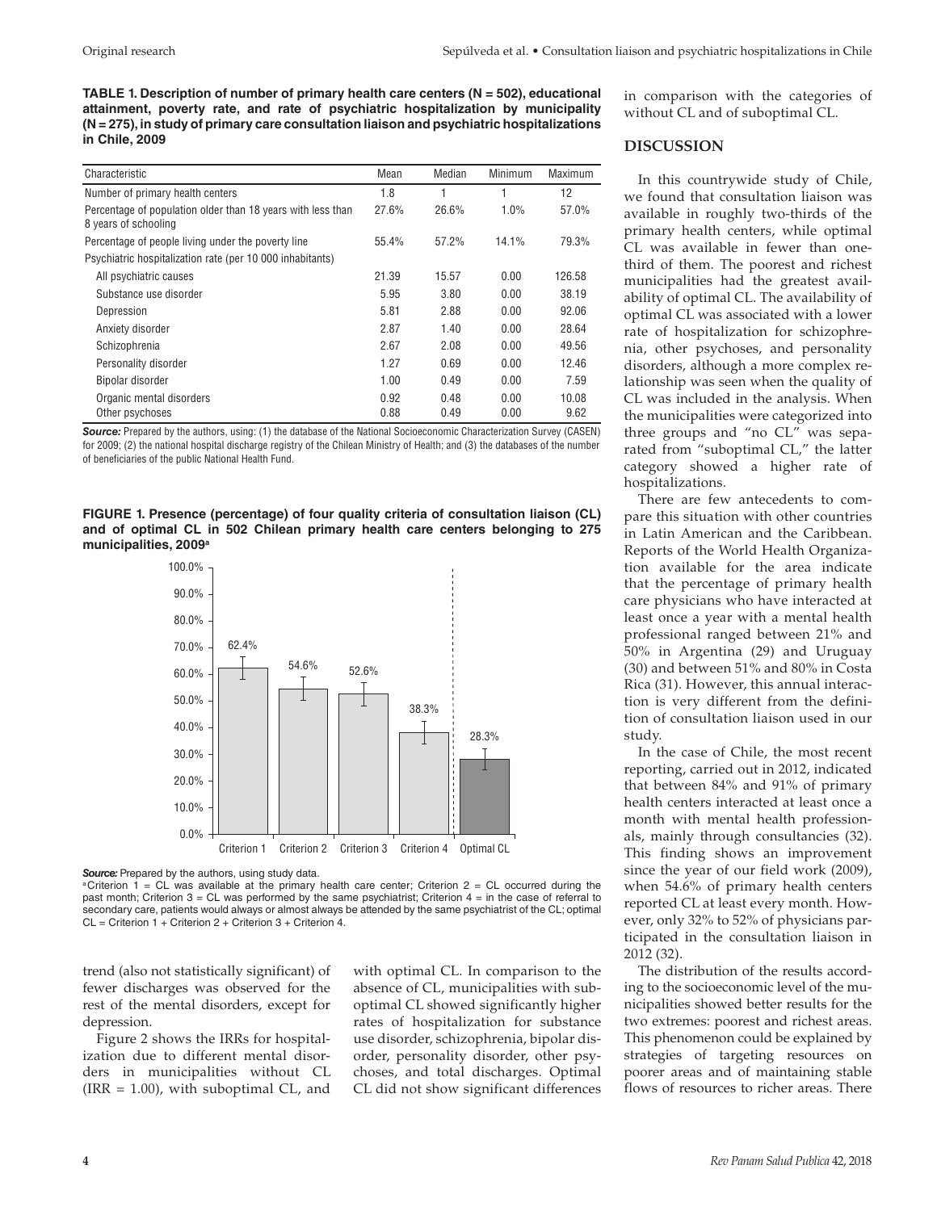**TABLE 1. Description of number of primary health care centers (N = 502), educational attainment, poverty rate, and rate of psychiatric hospitalization by municipality (N = 275), in study of primary care consultation liaison and psychiatric hospitalizations in Chile, 2009**

| Characteristic | Mean | Median | Minimum | Maximum |
|---|---|---|---|---|
| Number of primary health centers | 1.8 | 1 | 1 | 12 |
| Percentage of population older than 18 years with less than 8 years of schooling | 27.6% | 26.6% | 1.0% | 57.0% |
| Percentage of people living under the poverty line | 55.4% | 57.2% | 14.1% | 79.3% |
| Psychiatric hospitalization rate (per 10 000 inhabitants) | | | | |
| All psychiatric causes | 21.39 | 15.57 | 0.00 | 126.58 |
| Substance use disorder | 5.95 | 3.80 | 0.00 | 38.19 |
| Depression | 5.81 | 2.88 | 0.00 | 92.06 |
| Anxiety disorder | 2.87 | 1.40 | 0.00 | 28.64 |
| Schizophrenia | 2.67 | 2.08 | 0.00 | 49.56 |
| Personality disorder | 1.27 | 0.69 | 0.00 | 12.46 |
| Bipolar disorder | 1.00 | 0.49 | 0.00 | 7.59 |
| Organic mental disorders | 0.92 | 0.48 | 0.00 | 10.08 |
| Other psychoses | 0.88 | 0.49 | 0.00 | 9.62 |

***Source:*** Prepared by the authors, using: (1) the database of the National Socioeconomic Characterization Survey (CASEN) for 2009; (2) the national hospital discharge registry of the Chilean Ministry of Health; and (3) the databases of the number of beneficiaries of the public National Health Fund.

**FIGURE 1. Presence (percentage) of four quality criteria of consultation liaison (CL) and of optimal CL in 502 Chilean primary health care centers belonging to 275 municipalities, 2009**[a]

| | Criterion 1 | Criterion 2 | Criterion 3 | Criterion 4 | Optimal CL |
|---|---|---|---|---|---|
| Percentage | 62.4% | 54.6% | 52.6% | 38.3% | 28.3% |

***Source:*** Prepared by the authors, using study data.

[a] Criterion 1 = CL was available at the primary health care center; Criterion 2 = CL occurred during the past month; Criterion 3 = CL was performed by the same psychiatrist; Criterion 4 = in the case of referral to secondary care, patients would always or almost always be attended by the same psychiatrist of the CL; optimal CL = Criterion 1 + Criterion 2 + Criterion 3 + Criterion 4.

trend (also not statistically significant) of fewer discharges was observed for the rest of the mental disorders, except for depression.

Figure 2 shows the IRRs for hospitalization due to different mental disorders in municipalities without CL (IRR = 1.00), with suboptimal CL, and with optimal CL. In comparison to the absence of CL, municipalities with suboptimal CL showed significantly higher rates of hospitalization for substance use disorder, schizophrenia, bipolar disorder, personality disorder, other psychoses, and total discharges. Optimal CL did not show significant differences in comparison with the categories of without CL and of suboptimal CL.

## DISCUSSION

In this countrywide study of Chile, we found that consultation liaison was available in roughly two-thirds of the primary health centers, while optimal CL was available in fewer than one-third of them. The poorest and richest municipalities had the greatest availability of optimal CL. The availability of optimal CL was associated with a lower rate of hospitalization for schizophrenia, other psychoses, and personality disorders, although a more complex relationship was seen when the quality of CL was included in the analysis. When the municipalities were categorized into three groups and "no CL" was separated from "suboptimal CL," the latter category showed a higher rate of hospitalizations.

There are few antecedents to compare this situation with other countries in Latin American and the Caribbean. Reports of the World Health Organization available for the area indicate that the percentage of primary health care physicians who have interacted at least once a year with a mental health professional ranged between 21% and 50% in Argentina (29) and Uruguay (30) and between 51% and 80% in Costa Rica (31). However, this annual interaction is very different from the definition of consultation liaison used in our study.

In the case of Chile, the most recent reporting, carried out in 2012, indicated that between 84% and 91% of primary health centers interacted at least once a month with mental health professionals, mainly through consultancies (32). This finding shows an improvement since the year of our field work (2009), when 54.6% of primary health centers reported CL at least every month. However, only 32% to 52% of physicians participated in the consultation liaison in 2012 (32).

The distribution of the results according to the socioeconomic level of the municipalities showed better results for the two extremes: poorest and richest areas. This phenomenon could be explained by strategies of targeting resources on poorer areas and of maintaining stable flows of resources to richer areas. There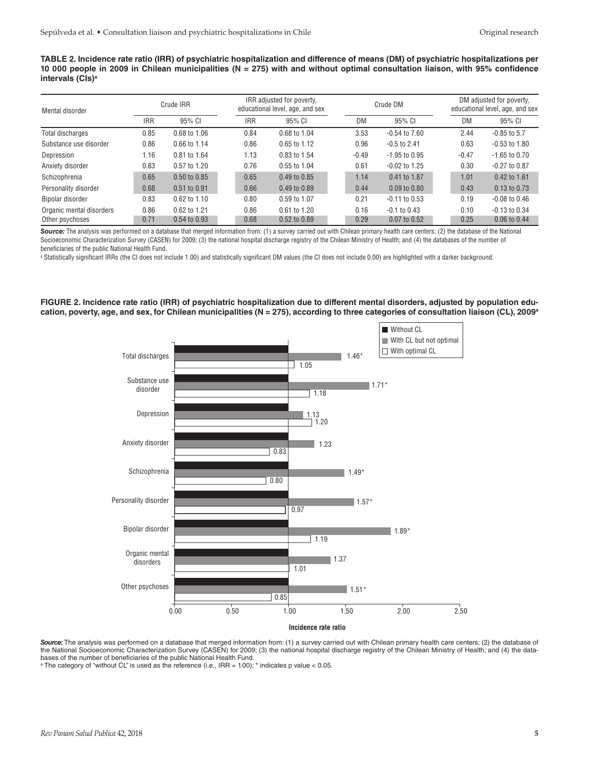**TABLE 2. Incidence rate ratio (IRR) of psychiatric hospitalization and difference of means (DM) of psychiatric hospitalizations per 10 000 people in 2009 in Chilean municipalities (N = 275) with and without optimal consultation liaison, with 95% confidence intervals (CIs)[a]**

| Mental disorder | Crude IRR | | IRR adjusted for poverty, educational level, age, and sex | | Crude DM | | DM adjusted for poverty, educational level, age, and sex | |
|---|---|---|---|---|---|---|---|---|
| | IRR | 95% CI | IRR | 95% CI | DM | 95% CI | DM | 95% CI |
| Total discharges | 0.85 | 0.68 to 1.06 | 0.84 | 0.68 to 1.04 | 3.53 | -0.54 to 7.60 | 2.44 | -0.85 to 5.7 |
| Substance use disorder | 0.86 | 0.66 to 1.14 | 0.86 | 0.65 to 1.12 | 0.96 | -0.5 to 2.41 | 0.63 | -0.53 to 1.80 |
| Depression | 1.16 | 0.81 to 1.64 | 1.13 | 0.83 to 1.54 | -0.49 | -1.95 to 0.95 | -0.47 | -1.65 to 0.70 |
| Anxiety disorder | 0.83 | 0.57 to 1.20 | 0.76 | 0.55 to 1.04 | 0.61 | -0.02 to 1.25 | 0.30 | -0.27 to 0.87 |
| Schizophrenia | 0.65 | 0.50 to 0.85 | 0.65 | 0.49 to 0.85 | 1.14 | 0.41 to 1.87 | 1.01 | 0.42 to 1.61 |
| Personality disorder | 0.68 | 0.51 to 0.91 | 0.66 | 0.49 to 0.89 | 0.44 | 0.09 to 0.80 | 0.43 | 0.13 to 0.73 |
| Bipolar disorder | 0.83 | 0.62 to 1.10 | 0.80 | 0.59 to 1.07 | 0.21 | -0.11 to 0.53 | 0.19 | -0.08 to 0.46 |
| Organic mental disorders | 0.86 | 0.62 to 1.21 | 0.86 | 0.61 to 1.20 | 0.16 | -0.1 to 0.43 | 0.10 | -0.13 to 0.34 |
| Other psychoses | 0.71 | 0.54 to 0.93 | 0.68 | 0.52 to 0.89 | 0.29 | 0.07 to 0.52 | 0.25 | 0.06 to 0.44 |

***Source:*** The analysis was performed on a database that merged information from: (1) a survey carried out with Chilean primary health care centers; (2) the database of the National Socioeconomic Characterization Survey (CASEN) for 2009; (3) the national hospital discharge registry of the Chilean Ministry of Health; and (4) the databases of the number of beneficiaries of the public National Health Fund.

[a] Statistically significant IRRs (the CI does not include 1.00) and statistically significant DM values (the CI does not include 0.00) are highlighted with a darker background.

**FIGURE 2. Incidence rate ratio (IRR) of psychiatric hospitalization due to different mental disorders, adjusted by population education, poverty, age, and sex, for Chilean municipalities (N = 275), according to three categories of consultation liaison (CL), 2009[a]**

| Mental disorder | Without CL | With CL but not optimal | With optimal CL |
|---|---|---|---|
| Total discharges | 1.00 | 1.46* | 1.05 |
| Substance use disorder | 1.00 | 1.71* | 1.18 |
| Depression | 1.00 | 1.13 | 1.20 |
| Anxiety disorder | 1.00 | 1.23 | 0.83 |
| Schizophrenia | 1.00 | 1.49* | 0.80 |
| Personality disorder | 1.00 | 1.57* | 0.97 |
| Bipolar disorder | 1.00 | 1.89* | 1.19 |
| Organic mental disorders | 1.00 | 1.37 | 1.01 |
| Other psychoses | 1.00 | 1.51* | 0.85 |

Incidence rate ratio

***Source:*** The analysis was performed on a database that merged information from: (1) a survey carried out with Chilean primary health care centers; (2) the database of the National Socioeconomic Characterization Survey (CASEN) for 2009; (3) the national hospital discharge registry of the Chilean Ministry of Health; and (4) the databases of the number of beneficiaries of the public National Health Fund.

[a] The category of "without CL" is used as the reference (i.e., IRR = 1.00); * indicates p value < 0.05.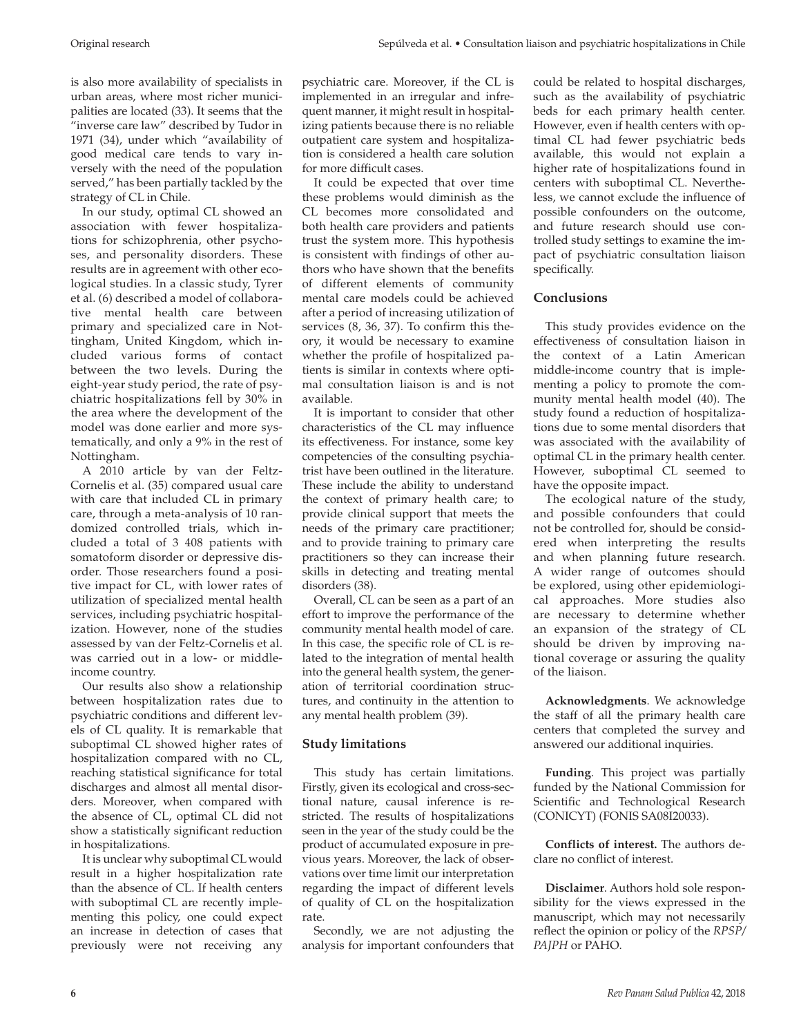is also more availability of specialists in urban areas, where most richer municipalities are located (33). It seems that the "inverse care law" described by Tudor in 1971 (34), under which "availability of good medical care tends to vary inversely with the need of the population served," has been partially tackled by the strategy of CL in Chile.

In our study, optimal CL showed an association with fewer hospitalizations for schizophrenia, other psychoses, and personality disorders. These results are in agreement with other ecological studies. In a classic study, Tyrer et al. (6) described a model of collaborative mental health care between primary and specialized care in Nottingham, United Kingdom, which included various forms of contact between the two levels. During the eight-year study period, the rate of psychiatric hospitalizations fell by 30% in the area where the development of the model was done earlier and more systematically, and only a 9% in the rest of Nottingham.

A 2010 article by van der Feltz-Cornelis et al. (35) compared usual care with care that included CL in primary care, through a meta-analysis of 10 randomized controlled trials, which included a total of 3 408 patients with somatoform disorder or depressive disorder. Those researchers found a positive impact for CL, with lower rates of utilization of specialized mental health services, including psychiatric hospitalization. However, none of the studies assessed by van der Feltz-Cornelis et al. was carried out in a low- or middle-income country.

Our results also show a relationship between hospitalization rates due to psychiatric conditions and different levels of CL quality. It is remarkable that suboptimal CL showed higher rates of hospitalization compared with no CL, reaching statistical significance for total discharges and almost all mental disorders. Moreover, when compared with the absence of CL, optimal CL did not show a statistically significant reduction in hospitalizations.

It is unclear why suboptimal CL would result in a higher hospitalization rate than the absence of CL. If health centers with suboptimal CL are recently implementing this policy, one could expect an increase in detection of cases that previously were not receiving any psychiatric care. Moreover, if the CL is implemented in an irregular and infrequent manner, it might result in hospitalizing patients because there is no reliable outpatient care system and hospitalization is considered a health care solution for more difficult cases.

It could be expected that over time these problems would diminish as the CL becomes more consolidated and both health care providers and patients trust the system more. This hypothesis is consistent with findings of other authors who have shown that the benefits of different elements of community mental care models could be achieved after a period of increasing utilization of services (8, 36, 37). To confirm this theory, it would be necessary to examine whether the profile of hospitalized patients is similar in contexts where optimal consultation liaison is and is not available.

It is important to consider that other characteristics of the CL may influence its effectiveness. For instance, some key competencies of the consulting psychiatrist have been outlined in the literature. These include the ability to understand the context of primary health care; to provide clinical support that meets the needs of the primary care practitioner; and to provide training to primary care practitioners so they can increase their skills in detecting and treating mental disorders (38).

Overall, CL can be seen as a part of an effort to improve the performance of the community mental health model of care. In this case, the specific role of CL is related to the integration of mental health into the general health system, the generation of territorial coordination structures, and continuity in the attention to any mental health problem (39).

## Study limitations

This study has certain limitations. Firstly, given its ecological and cross-sectional nature, causal inference is restricted. The results of hospitalizations seen in the year of the study could be the product of accumulated exposure in previous years. Moreover, the lack of observations over time limit our interpretation regarding the impact of different levels of quality of CL on the hospitalization rate.

Secondly, we are not adjusting the analysis for important confounders that could be related to hospital discharges, such as the availability of psychiatric beds for each primary health center. However, even if health centers with optimal CL had fewer psychiatric beds available, this would not explain a higher rate of hospitalizations found in centers with suboptimal CL. Nevertheless, we cannot exclude the influence of possible confounders on the outcome, and future research should use controlled study settings to examine the impact of psychiatric consultation liaison specifically.

## Conclusions

This study provides evidence on the effectiveness of consultation liaison in the context of a Latin American middle-income country that is implementing a policy to promote the community mental health model (40). The study found a reduction of hospitalizations due to some mental disorders that was associated with the availability of optimal CL in the primary health center. However, suboptimal CL seemed to have the opposite impact.

The ecological nature of the study, and possible confounders that could not be controlled for, should be considered when interpreting the results and when planning future research. A wider range of outcomes should be explored, using other epidemiological approaches. More studies also are necessary to determine whether an expansion of the strategy of CL should be driven by improving national coverage or assuring the quality of the liaison.

**Acknowledgments**. We acknowledge the staff of all the primary health care centers that completed the survey and answered our additional inquiries.

**Funding**. This project was partially funded by the National Commission for Scientific and Technological Research (CONICYT) (FONIS SA08I20033).

**Conflicts of interest.** The authors declare no conflict of interest.

**Disclaimer**. Authors hold sole responsibility for the views expressed in the manuscript, which may not necessarily reflect the opinion or policy of the *RPSP/PAJPH* or PAHO.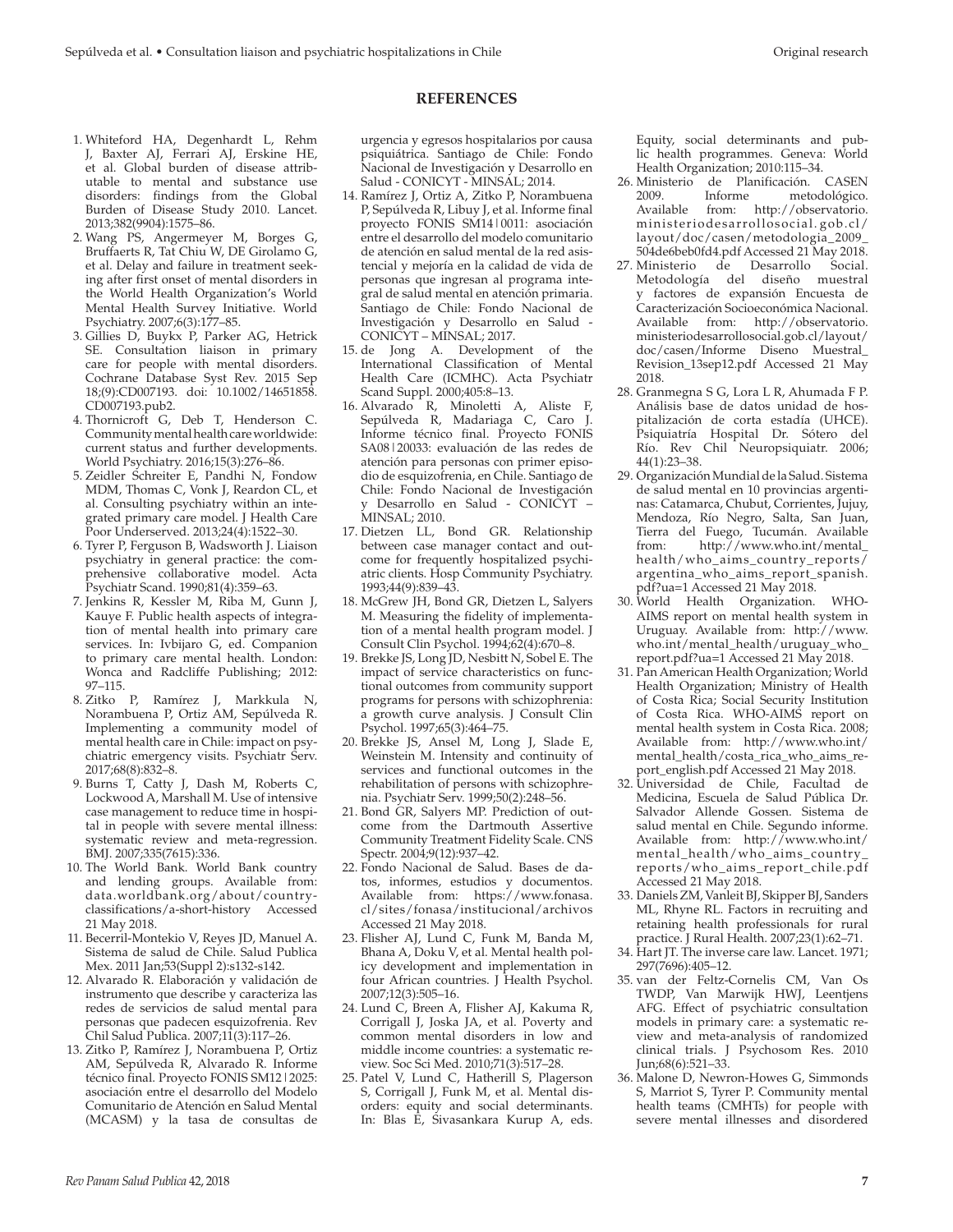## REFERENCES

1. Whiteford HA, Degenhardt L, Rehm J, Baxter AJ, Ferrari AJ, Erskine HE, et al. Global burden of disease attributable to mental and substance use disorders: findings from the Global Burden of Disease Study 2010. Lancet. 2013;382(9904):1575–86.
2. Wang PS, Angermeyer M, Borges G, Bruffaerts R, Tat Chiu W, DE Girolamo G, et al. Delay and failure in treatment seeking after first onset of mental disorders in the World Health Organization's World Mental Health Survey Initiative. World Psychiatry. 2007;6(3):177–85.
3. Gillies D, Buykx P, Parker AG, Hetrick SE. Consultation liaison in primary care for people with mental disorders. Cochrane Database Syst Rev. 2015 Sep 18;(9):CD007193. doi: 10.1002/14651858.CD007193.pub2.
4. Thornicroft G, Deb T, Henderson C. Community mental health care worldwide: current status and further developments. World Psychiatry. 2016;15(3):276–86.
5. Zeidler Schreiter E, Pandhi N, Fondow MDM, Thomas C, Vonk J, Reardon CL, et al. Consulting psychiatry within an integrated primary care model. J Health Care Poor Underserved. 2013;24(4):1522–30.
6. Tyrer P, Ferguson B, Wadsworth J. Liaison psychiatry in general practice: the comprehensive collaborative model. Acta Psychiatr Scand. 1990;81(4):359–63.
7. Jenkins R, Kessler M, Riba M, Gunn J, Kauye F. Public health aspects of integration of mental health into primary care services. In: Ivbijaro G, ed. Companion to primary care mental health. London: Wonca and Radcliffe Publishing; 2012: 97–115.
8. Zitko P, Ramírez J, Markkula N, Norambuena P, Ortiz AM, Sepúlveda R. Implementing a community model of mental health care in Chile: impact on psychiatric emergency visits. Psychiatr Serv. 2017;68(8):832–8.
9. Burns T, Catty J, Dash M, Roberts C, Lockwood A, Marshall M. Use of intensive case management to reduce time in hospital in people with severe mental illness: systematic review and meta-regression. BMJ. 2007;335(7615):336.
10. The World Bank. World Bank country and lending groups. Available from: data.worldbank.org/about/country-classifications/a-short-history Accessed 21 May 2018.
11. Becerril-Montekio V, Reyes JD, Manuel A. Sistema de salud de Chile. Salud Publica Mex. 2011 Jan;53(Suppl 2):s132-s142.
12. Alvarado R. Elaboración y validación de instrumento que describe y caracteriza las redes de servicios de salud mental para personas que padecen esquizofrenia. Rev Chil Salud Publica. 2007;11(3):117–26.
13. Zitko P, Ramírez J, Norambuena P, Ortiz AM, Sepúlveda R, Alvarado R. Informe técnico final. Proyecto FONIS SM12|2025: asociación entre el desarrollo del Modelo Comunitario de Atención en Salud Mental (MCASM) y la tasa de consultas de urgencia y egresos hospitalarios por causa psiquiátrica. Santiago de Chile: Fondo Nacional de Investigación y Desarrollo en Salud - CONICYT - MINSAL; 2014.
14. Ramírez J, Ortiz A, Zitko P, Norambuena P, Sepúlveda R, Libuy J, et al. Informe final proyecto FONIS SM14|0011: asociación entre el desarrollo del modelo comunitario de atención en salud mental de la red asistencial y mejoría en la calidad de vida de personas que ingresan al programa integral de salud mental en atención primaria. Santiago de Chile: Fondo Nacional de Investigación y Desarrollo en Salud - CONICYT – MINSAL; 2017.
15. de Jong A. Development of the International Classification of Mental Health Care (ICMHC). Acta Psychiatr Scand Suppl. 2000;405:8–13.
16. Alvarado R, Minoletti A, Aliste F, Sepúlveda R, Madariaga C, Caro J. Informe técnico final. Proyecto FONIS SA08|20033: evaluación de las redes de atención para personas con primer episodio de esquizofrenia, en Chile. Santiago de Chile: Fondo Nacional de Investigación y Desarrollo en Salud - CONICYT – MINSAL; 2010.
17. Dietzen LL, Bond GR. Relationship between case manager contact and outcome for frequently hospitalized psychiatric clients. Hosp Community Psychiatry. 1993;44(9):839–43.
18. McGrew JH, Bond GR, Dietzen L, Salyers M. Measuring the fidelity of implementation of a mental health program model. J Consult Clin Psychol. 1994;62(4):670–8.
19. Brekke JS, Long JD, Nesbitt N, Sobel E. The impact of service characteristics on functional outcomes from community support programs for persons with schizophrenia: a growth curve analysis. J Consult Clin Psychol. 1997;65(3):464–75.
20. Brekke JS, Ansel M, Long J, Slade E, Weinstein M. Intensity and continuity of services and functional outcomes in the rehabilitation of persons with schizophrenia. Psychiatr Serv. 1999;50(2):248–56.
21. Bond GR, Salyers MP. Prediction of outcome from the Dartmouth Assertive Community Treatment Fidelity Scale. CNS Spectr. 2004;9(12):937–42.
22. Fondo Nacional de Salud. Bases de datos, informes, estudios y documentos. Available from: https://www.fonasa.cl/sites/fonasa/institucional/archivos Accessed 21 May 2018.
23. Flisher AJ, Lund C, Funk M, Banda M, Bhana A, Doku V, et al. Mental health policy development and implementation in four African countries. J Health Psychol. 2007;12(3):505–16.
24. Lund C, Breen A, Flisher AJ, Kakuma R, Corrigall J, Joska JA, et al. Poverty and common mental disorders in low and middle income countries: a systematic review. Soc Sci Med. 2010;71(3):517–28.
25. Patel V, Lund C, Hatherill S, Plagerson S, Corrigall J, Funk M, et al. Mental disorders: equity and social determinants. In: Blas E, Sivasankara Kurup A, eds. Equity, social determinants and public health programmes. Geneva: World Health Organization; 2010:115–34.
26. Ministerio de Planificación. CASEN 2009. Informe metodológico. Available from: http://observatorio.ministeriodesarrollosocial.gob.cl/layout/doc/casen/metodologia_2009_504de6beb0fd4.pdf Accessed 21 May 2018.
27. Ministerio de Desarrollo Social. Metodología del diseño muestral y factores de expansión Encuesta de Caracterización Socioeconómica Nacional. Available from: http://observatorio.ministeriodesarrollosocial.gob.cl/layout/doc/casen/Informe Diseno Muestral_Revision_13sep12.pdf Accessed 21 May 2018.
28. Granmegna S G, Lora L R, Ahumada F P. Análisis base de datos unidad de hospitalización de corta estadía (UHCE). Psiquiatría Hospital Dr. Sótero del Río. Rev Chil Neuropsiquiatr. 2006; 44(1):23–38.
29. Organización Mundial de la Salud. Sistema de salud mental en 10 provincias argentinas: Catamarca, Chubut, Corrientes, Jujuy, Mendoza, Río Negro, Salta, San Juan, Tierra del Fuego, Tucumán. Available from: http://www.who.int/mental_health/who_aims_country_reports/argentina_who_aims_report_spanish.pdf?ua=1 Accessed 21 May 2018.
30. World Health Organization. WHO-AIMS report on mental health system in Uruguay. Available from: http://www.who.int/mental_health/uruguay_who_report.pdf?ua=1 Accessed 21 May 2018.
31. Pan American Health Organization; World Health Organization; Ministry of Health of Costa Rica; Social Security Institution of Costa Rica. WHO-AIMS report on mental health system in Costa Rica. 2008; Available from: http://www.who.int/mental_health/costa_rica_who_aims_report_english.pdf Accessed 21 May 2018.
32. Universidad de Chile, Facultad de Medicina, Escuela de Salud Pública Dr. Salvador Allende Gossen. Sistema de salud mental en Chile. Segundo informe. Available from: http://www.who.int/mental_health/who_aims_country_reports/who_aims_report_chile.pdf Accessed 21 May 2018.
33. Daniels ZM, Vanleit BJ, Skipper BJ, Sanders ML, Rhyne RL. Factors in recruiting and retaining health professionals for rural practice. J Rural Health. 2007;23(1):62–71.
34. Hart JT. The inverse care law. Lancet. 1971; 297(7696):405–12.
35. van der Feltz-Cornelis CM, Van Os TWDP, Van Marwijk HWJ, Leentjens AFG. Effect of psychiatric consultation models in primary care: a systematic review and meta-analysis of randomized clinical trials. J Psychosom Res. 2010 Jun;68(6):521–33.
36. Malone D, Newron-Howes G, Simmonds S, Marriot S, Tyrer P. Community mental health teams (CMHTs) for people with severe mental illnesses and disordered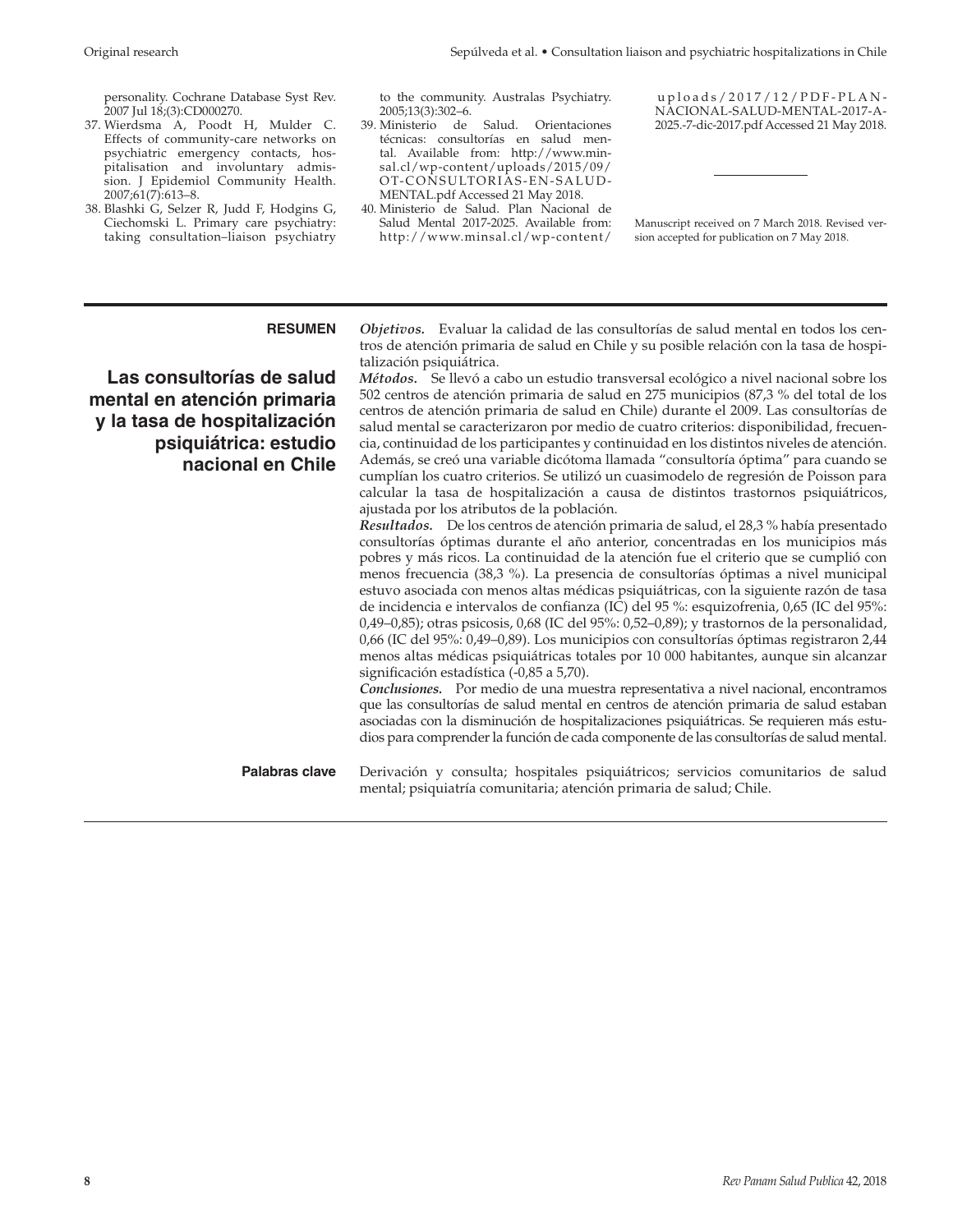personality. Cochrane Database Syst Rev. 2007 Jul 18;(3):CD000270.

37. Wierdsma A, Poodt H, Mulder C. Effects of community-care networks on psychiatric emergency contacts, hospitalisation and involuntary admission. J Epidemiol Community Health. 2007;61(7):613–8.
38. Blashki G, Selzer R, Judd F, Hodgins G, Ciechomski L. Primary care psychiatry: taking consultation–liaison psychiatry to the community. Australas Psychiatry. 2005;13(3):302–6.
39. Ministerio de Salud. Orientaciones técnicas: consultorías en salud mental. Available from: http://www.minsal.cl/wp-content/uploads/2015/09/OT-CONSULTORIAS-EN-SALUD-MENTAL.pdf Accessed 21 May 2018.
40. Ministerio de Salud. Plan Nacional de Salud Mental 2017-2025. Available from: http://www.minsal.cl/wp-content/uploads/2017/12/PDF-PLAN-NACIONAL-SALUD-MENTAL-2017-A-2025.-7-dic-2017.pdf Accessed 21 May 2018.

Manuscript received on 7 March 2018. Revised version accepted for publication on 7 May 2018.

---

**RESUMEN**

## Las consultorías de salud mental en atención primaria y la tasa de hospitalización psiquiátrica: estudio nacional en Chile

***Objetivos.*** Evaluar la calidad de las consultorías de salud mental en todos los centros de atención primaria de salud en Chile y su posible relación con la tasa de hospitalización psiquiátrica.

***Métodos.*** Se llevó a cabo un estudio transversal ecológico a nivel nacional sobre los 502 centros de atención primaria de salud en 275 municipios (87,3 % del total de los centros de atención primaria de salud en Chile) durante el 2009. Las consultorías de salud mental se caracterizaron por medio de cuatro criterios: disponibilidad, frecuencia, continuidad de los participantes y continuidad en los distintos niveles de atención. Además, se creó una variable dicótoma llamada "consultoría óptima" para cuando se cumplían los cuatro criterios. Se utilizó un cuasimodelo de regresión de Poisson para calcular la tasa de hospitalización a causa de distintos trastornos psiquiátricos, ajustada por los atributos de la población.

***Resultados.*** De los centros de atención primaria de salud, el 28,3 % había presentado consultorías óptimas durante el año anterior, concentradas en los municipios más pobres y más ricos. La continuidad de la atención fue el criterio que se cumplió con menos frecuencia (38,3 %). La presencia de consultorías óptimas a nivel municipal estuvo asociada con menos altas médicas psiquiátricas, con la siguiente razón de tasa de incidencia e intervalos de confianza (IC) del 95 %: esquizofrenia, 0,65 (IC del 95%: 0,49–0,85); otras psicosis, 0,68 (IC del 95%: 0,52–0,89); y trastornos de la personalidad, 0,66 (IC del 95%: 0,49–0,89). Los municipios con consultorías óptimas registraron 2,44 menos altas médicas psiquiátricas totales por 10 000 habitantes, aunque sin alcanzar significación estadística (-0,85 a 5,70).

***Conclusiones.*** Por medio de una muestra representativa a nivel nacional, encontramos que las consultorías de salud mental en centros de atención primaria de salud estaban asociadas con la disminución de hospitalizaciones psiquiátricas. Se requieren más estudios para comprender la función de cada componente de las consultorías de salud mental.

**Palabras clave** Derivación y consulta; hospitales psiquiátricos; servicios comunitarios de salud mental; psiquiatría comunitaria; atención primaria de salud; Chile.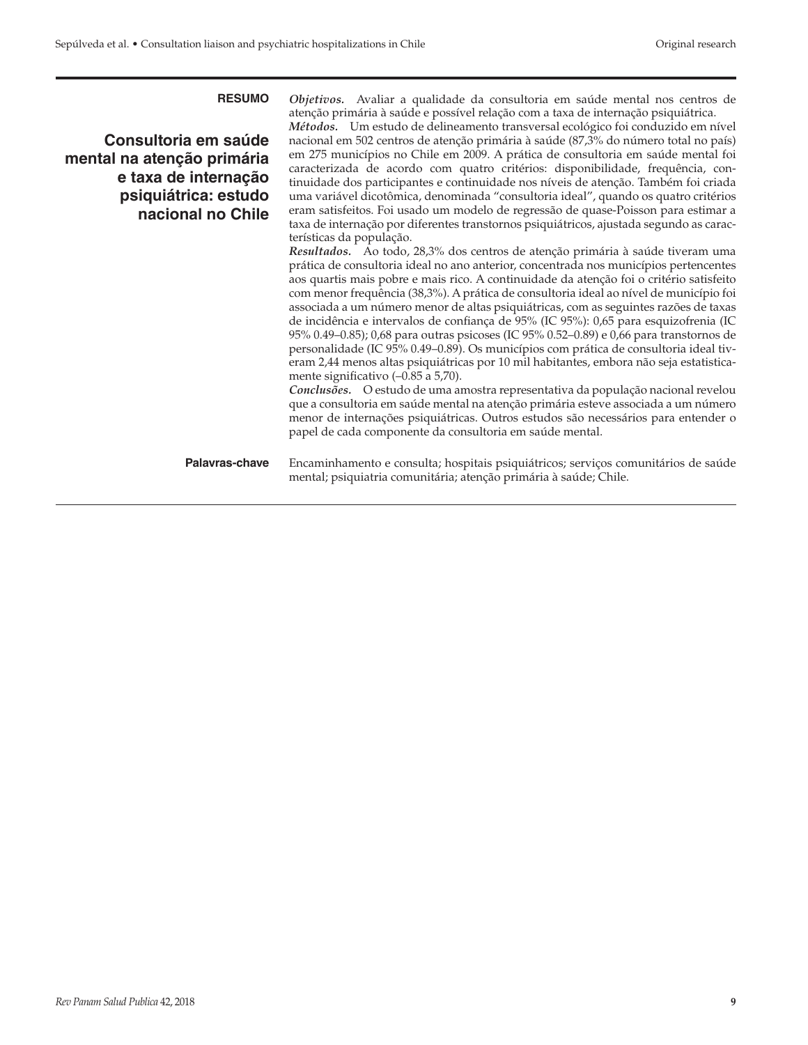**RESUMO**

# Consultoria em saúde mental na atenção primária e taxa de internação psiquiátrica: estudo nacional no Chile

***Objetivos.*** Avaliar a qualidade da consultoria em saúde mental nos centros de atenção primária à saúde e possível relação com a taxa de internação psiquiátrica.

***Métodos.*** Um estudo de delineamento transversal ecológico foi conduzido em nível nacional em 502 centros de atenção primária à saúde (87,3% do número total no país) em 275 municípios no Chile em 2009. A prática de consultoria em saúde mental foi caracterizada de acordo com quatro critérios: disponibilidade, frequência, continuidade dos participantes e continuidade nos níveis de atenção. Também foi criada uma variável dicotômica, denominada "consultoria ideal", quando os quatro critérios eram satisfeitos. Foi usado um modelo de regressão de quase-Poisson para estimar a taxa de internação por diferentes transtornos psiquiátricos, ajustada segundo as características da população.

***Resultados.*** Ao todo, 28,3% dos centros de atenção primária à saúde tiveram uma prática de consultoria ideal no ano anterior, concentrada nos municípios pertencentes aos quartis mais pobre e mais rico. A continuidade da atenção foi o critério satisfeito com menor frequência (38,3%). A prática de consultoria ideal ao nível de município foi associada a um número menor de altas psiquiátricas, com as seguintes razões de taxas de incidência e intervalos de confiança de 95% (IC 95%): 0,65 para esquizofrenia (IC 95% 0.49–0.85); 0,68 para outras psicoses (IC 95% 0.52–0.89) e 0,66 para transtornos de personalidade (IC 95% 0.49–0.89). Os municípios com prática de consultoria ideal tiveram 2,44 menos altas psiquiátricas por 10 mil habitantes, embora não seja estatisticamente significativo (–0.85 a 5,70).

***Conclusões.*** O estudo de uma amostra representativa da população nacional revelou que a consultoria em saúde mental na atenção primária esteve associada a um número menor de internações psiquiátricas. Outros estudos são necessários para entender o papel de cada componente da consultoria em saúde mental.

**Palavras-chave** Encaminhamento e consulta; hospitais psiquiátricos; serviços comunitários de saúde mental; psiquiatria comunitária; atenção primária à saúde; Chile.